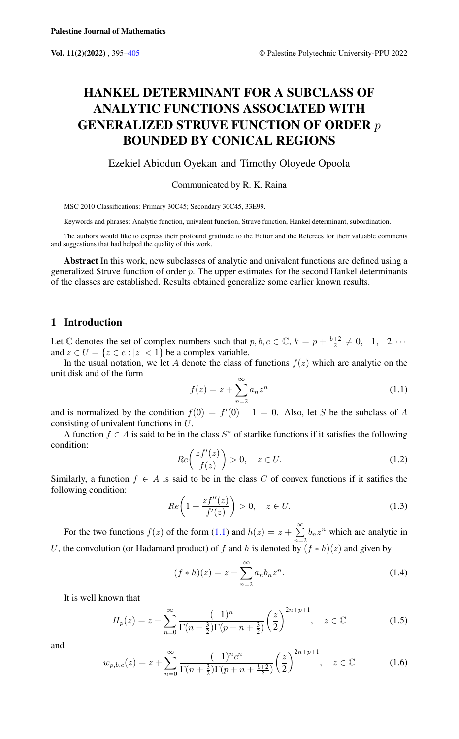# HANKEL DETERMINANT FOR A SUBCLASS OF ANALYTIC FUNCTIONS ASSOCIATED WITH GENERALIZED STRUVE FUNCTION OF ORDER $p$ BOUNDED BY CONICAL REGIONS

Ezekiel Abiodun Oyekan and Timothy Oloyede Opoola

Communicated by R. K. Raina

MSC 2010 Classifications: Primary 30C45; Secondary 30C45, 33E99.

Keywords and phrases: Analytic function, univalent function, Struve function, Hankel determinant, subordination.

The authors would like to express their profound gratitude to the Editor and the Referees for their valuable comments and suggestions that had helped the quality of this work.

**Abstract** In this work, new subclasses of analytic and univalent functions are defined using a generalized Struve function of order $p$. The upper estimates for the second Hankel determinants of the classes are established. Results obtained generalize some earlier known results.

## 1 Introduction

Let $\mathbb{C}$ denotes the set of complex numbers such that $p, b, c \in \mathbb{C}$, $k = p + \frac{b+2}{2} \neq 0, -1, -2, \cdots$ and $z \in U = \{z \in c : |z| < 1\}$ be a complex variable.

In the usual notation, we let $A$ denote the class of functions $f(z)$ which are analytic on the unit disk and of the form

$$f(z) = z + \sum_{n=2}^{\infty} a_n z^n \tag{1.1}$$

and is normalized by the condition $f(0) = f'(0) - 1 = 0$. Also, let $S$ be the subclass of $A$ consisting of univalent functions in $U$.

A function $f \in A$ is said to be in the class $S^*$ of starlike functions if it satisfies the following condition:

$$Re\left(\frac{zf'(z)}{f(z)}\right) > 0, \quad z \in U. \tag{1.2}$$

Similarly, a function $f \in A$ is said to be in the class $C$ of convex functions if it satifies the following condition:

$$Re\left(1 + \frac{zf''(z)}{f'(z)}\right) > 0, \quad z \in U. \tag{1.3}$$

For the two functions $f(z)$ of the form (1.1) and $h(z) = z + \sum_{n=2}^{\infty} b_n z^n$ which are analytic in $U$, the convolution (or Hadamard product) of $f$ and $h$ is denoted by $(f * h)(z)$ and given by

$$(f * h)(z) = z + \sum_{n=2}^{\infty} a_n b_n z^n. \tag{1.4}$$

It is well known that

$$H_p(z) = z + \sum_{n=0}^{\infty} \frac{(-1)^n}{\Gamma(n + \frac{3}{2})\Gamma(p + n + \frac{3}{2})} \left(\frac{z}{2}\right)^{2n+p+1}, \quad z \in \mathbb{C} \tag{1.5}$$

and

$$w_{p,b,c}(z) = z + \sum_{n=0}^{\infty} \frac{(-1)^n c^n}{\Gamma(n + \frac{3}{2})\Gamma(p + n + \frac{b+2}{2})} \left(\frac{z}{2}\right)^{2n+p+1}, \quad z \in \mathbb{C} \tag{1.6}$$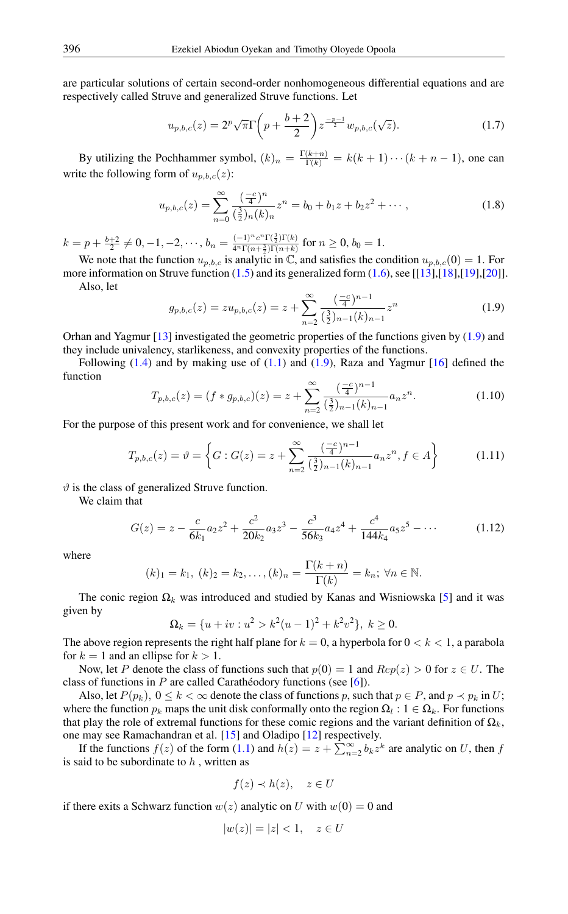are particular solutions of certain second-order nonhomogeneous differential equations and are respectively called Struve and generalized Struve functions. Let

$$u_{p,b,c}(z) = 2^p\sqrt{\pi}\Gamma\left(p+\frac{b+2}{2}\right)z^{\frac{-p-1}{2}}w_{p,b,c}(\sqrt{z}). \tag{1.7}$$

By utilizing the Pochhammer symbol, $(k)_n = \frac{\Gamma(k+n)}{\Gamma(k)} = k(k+1)\cdots(k+n-1)$, one can write the following form of $u_{p,b,c}(z)$:

$$u_{p,b,c}(z) = \sum_{n=0}^{\infty}\frac{(\frac{-c}{4})^n}{(\frac{3}{2})_n(k)_n}z^n = b_0 + b_1z + b_2z^2 + \cdots, \tag{1.8}$$

$k = p + \frac{b+2}{2} \neq 0, -1, -2, \cdots$, $b_n = \frac{(-1)^n c^n \Gamma(\frac{3}{2})\Gamma(k)}{4^n\Gamma(n+\frac{3}{2})\Gamma(n+k)}$ for $n \geq 0$, $b_0 = 1$.

We note that the function $u_{p,b,c}$ is analytic in $\mathbb{C}$, and satisfies the condition $u_{p,b,c}(0) = 1$. For more information on Struve function (1.5) and its generalized form (1.6), see [[13],[18],[19],[20]].

Also, let

$$g_{p,b,c}(z) = zu_{p,b,c}(z) = z + \sum_{n=2}^{\infty}\frac{(\frac{-c}{4})^{n-1}}{(\frac{3}{2})_{n-1}(k)_{n-1}}z^n \tag{1.9}$$

Orhan and Yagmur [13] investigated the geometric properties of the functions given by (1.9) and they include univalency, starlikeness, and convexity properties of the functions.

Following (1.4) and by making use of (1.1) and (1.9), Raza and Yagmur [16] defined the function

$$T_{p,b,c}(z) = (f * g_{p,b,c})(z) = z + \sum_{n=2}^{\infty}\frac{(\frac{-c}{4})^{n-1}}{(\frac{3}{2})_{n-1}(k)_{n-1}}a_nz^n. \tag{1.10}$$

For the purpose of this present work and for convenience, we shall let

$$T_{p,b,c}(z) = \vartheta = \left\{G : G(z) = z + \sum_{n=2}^{\infty}\frac{(\frac{-c}{4})^{n-1}}{(\frac{3}{2})_{n-1}(k)_{n-1}}a_nz^n, f \in A\right\} \tag{1.11}$$

$\vartheta$ is the class of generalized Struve function.

We claim that

$$G(z) = z - \frac{c}{6k_1}a_2z^2 + \frac{c^2}{20k_2}a_3z^3 - \frac{c^3}{56k_3}a_4z^4 + \frac{c^4}{144k_4}a_5z^5 - \cdots \tag{1.12}$$

where

$$(k)_1 = k_1,\ (k)_2 = k_2, \ldots, (k)_n = \frac{\Gamma(k+n)}{\Gamma(k)} = k_n;\ \forall n \in \mathbb{N}.$$

The conic region $\Omega_k$ was introduced and studied by Kanas and Wisniowska [5] and it was given by

$$\Omega_k = \{u + iv : u^2 > k^2(u-1)^2 + k^2v^2\},\ k \geq 0.$$

The above region represents the right half plane for $k = 0$, a hyperbola for $0 < k < 1$, a parabola for $k = 1$ and an ellipse for $k > 1$.

Now, let $P$ denote the class of functions such that $p(0) = 1$ and $Rep(z) > 0$ for $z \in U$. The class of functions in $P$ are called Carathéodory functions (see [6]).

Also, let $P(p_k),\ 0 \leq k < \infty$ denote the class of functions $p$, such that $p \in P$, and $p \prec p_k$ in $U$; where the function $p_k$ maps the unit disk conformally onto the region $\Omega_l : 1 \in \Omega_k$. For functions that play the role of extremal functions for these comic regions and the variant definition of $\Omega_k$, one may see Ramachandran et al. [15] and Oladipo [12] respectively.

If the functions $f(z)$ of the form (1.1) and $h(z) = z + \sum_{n=2}^{\infty} b_kz^k$ are analytic on $U$, then $f$ is said to be subordinate to $h$ , written as

$$f(z) \prec h(z), \quad z \in U$$

if there exits a Schwarz function $w(z)$ analytic on $U$ with $w(0) = 0$ and

$$|w(z)| = |z| < 1, \quad z \in U$$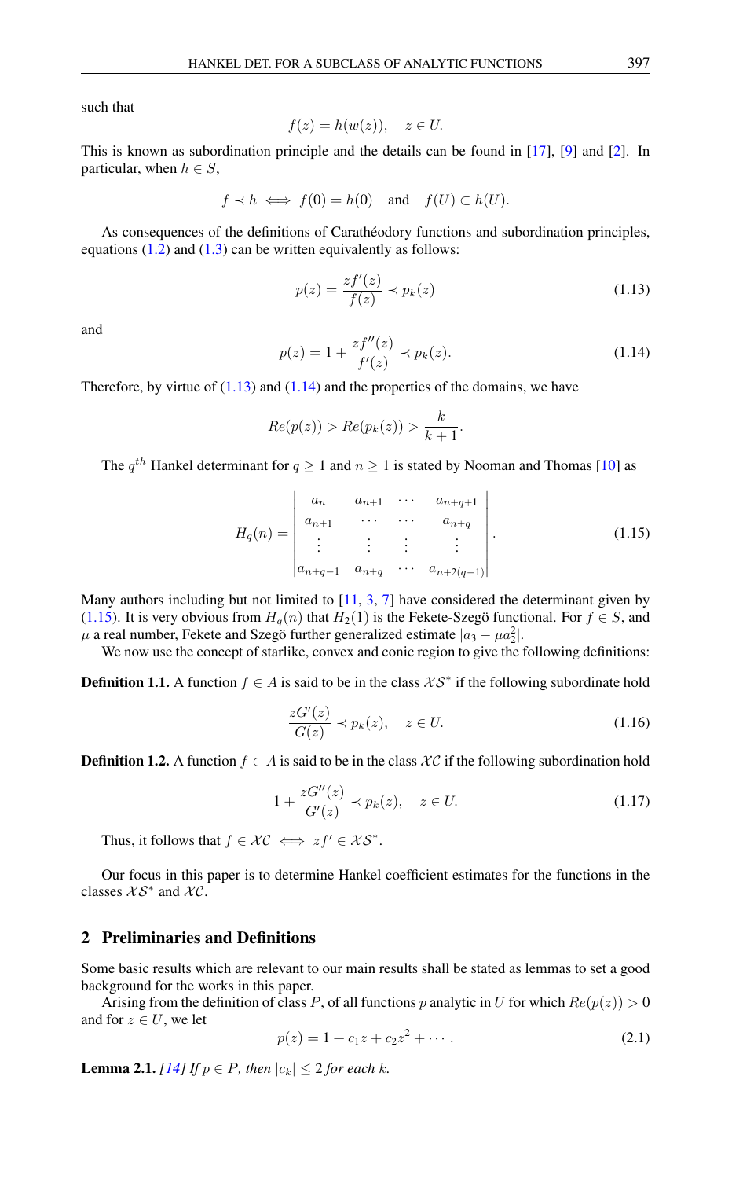such that

$$f(z) = h(w(z)), \quad z \in U.$$

This is known as subordination principle and the details can be found in [17], [9] and [2]. In particular, when $h \in S$,

$$f \prec h \iff f(0) = h(0) \quad \text{and} \quad f(U) \subset h(U).$$

As consequences of the definitions of Carathéodory functions and subordination principles, equations (1.2) and (1.3) can be written equivalently as follows:

$$p(z) = \frac{zf'(z)}{f(z)} \prec p_k(z) \tag{1.13}$$

and

$$p(z) = 1 + \frac{zf''(z)}{f'(z)} \prec p_k(z). \tag{1.14}$$

Therefore, by virtue of (1.13) and (1.14) and the properties of the domains, we have

$$Re(p(z)) > Re(p_k(z)) > \frac{k}{k+1}.$$

The $q^{th}$ Hankel determinant for $q \geq 1$ and $n \geq 1$ is stated by Nooman and Thomas [10] as

$$H_q(n) = \begin{vmatrix} a_n & a_{n+1} & \cdots & a_{n+q+1} \\ a_{n+1} & \cdots & \cdots & a_{n+q} \\ \vdots & \vdots & \vdots & \vdots \\ a_{n+q-1} & a_{n+q} & \cdots & a_{n+2(q-1)} \end{vmatrix}. \tag{1.15}$$

Many authors including but not limited to [11, 3, 7] have considered the determinant given by (1.15). It is very obvious from $H_q(n)$ that $H_2(1)$ is the Fekete-Szegö functional. For $f \in S$, and $\mu$ a real number, Fekete and Szegö further generalized estimate $|a_3 - \mu a_2^2|$.

We now use the concept of starlike, convex and conic region to give the following definitions:

**Definition 1.1.** A function $f \in A$ is said to be in the class $\mathcal{XS}^*$ if the following subordinate hold

$$\frac{zG'(z)}{G(z)} \prec p_k(z), \quad z \in U. \tag{1.16}$$

**Definition 1.2.** A function $f \in A$ is said to be in the class $\mathcal{XC}$ if the following subordination hold

$$1 + \frac{zG''(z)}{G'(z)} \prec p_k(z), \quad z \in U. \tag{1.17}$$

Thus, it follows that $f \in \mathcal{XC} \iff zf' \in \mathcal{XS}^*$.

Our focus in this paper is to determine Hankel coefficient estimates for the functions in the classes $\mathcal{XS}^*$ and $\mathcal{XC}$.

## 2 Preliminaries and Definitions

Some basic results which are relevant to our main results shall be stated as lemmas to set a good background for the works in this paper.

Arising from the definition of class $P$, of all functions $p$ analytic in $U$ for which $Re(p(z)) > 0$ and for $z \in U$, we let

$$p(z) = 1 + c_1 z + c_2 z^2 + \cdots. \tag{2.1}$$

**Lemma 2.1.** *[14] If $p \in P$, then $|c_k| \leq 2$ for each $k$.*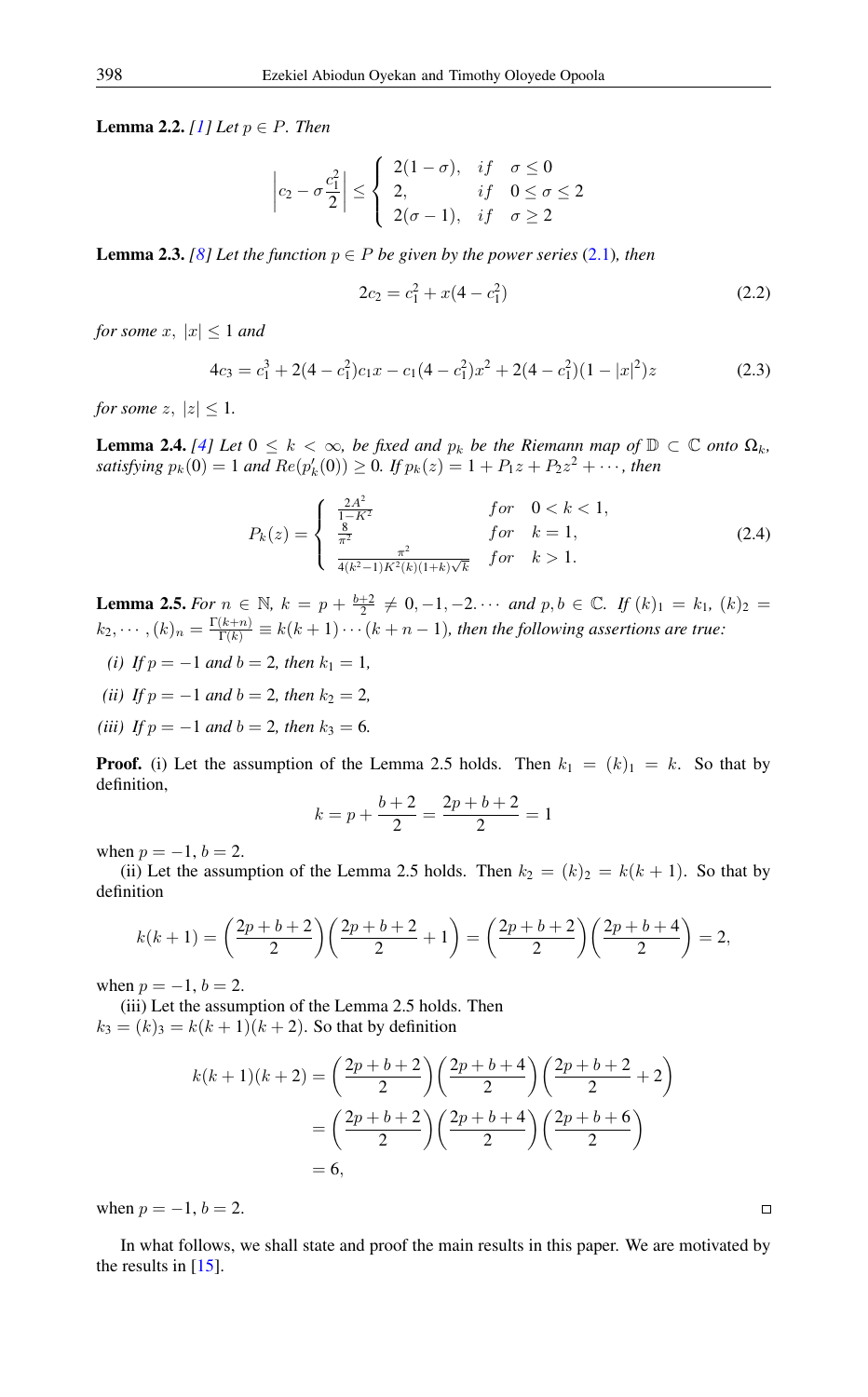**Lemma 2.2.** *[1] Let $p \in P$. Then*

$$\left|c_2 - \sigma \frac{c_1^2}{2}\right| \leq \begin{cases} 2(1-\sigma), & if \quad \sigma \leq 0 \\ 2, & if \quad 0 \leq \sigma \leq 2 \\ 2(\sigma - 1), & if \quad \sigma \geq 2 \end{cases}$$

**Lemma 2.3.** *[8] Let the function $p \in P$ be given by the power series (2.1), then*

$$2c_2 = c_1^2 + x(4 - c_1^2) \tag{2.2}$$

*for some $x$, $|x| \leq 1$ and*

$$4c_3 = c_1^3 + 2(4 - c_1^2)c_1 x - c_1(4 - c_1^2)x^2 + 2(4 - c_1^2)(1 - |x|^2)z \tag{2.3}$$

*for some $z$, $|z| \leq 1$.*

**Lemma 2.4.** *[4] Let $0 \leq k < \infty$, be fixed and $p_k$ be the Riemann map of $\mathbb{D} \subset \mathbb{C}$ onto $\Omega_k$, satisfying $p_k(0) = 1$ and $Re(p_k'(0)) \geq 0$. If $p_k(z) = 1 + P_1 z + P_2 z^2 + \cdots$, then*

$$P_k(z) = \begin{cases} \frac{2A^2}{1-K^2} & for \quad 0 < k < 1, \\ \frac{8}{\pi^2} & for \quad k = 1, \\ \frac{\pi^2}{4(k^2-1)K^2(k)(1+k)\sqrt{k}} & for \quad k > 1. \end{cases} \tag{2.4}$$

**Lemma 2.5.** *For $n \in \mathbb{N}$, $k = p + \frac{b+2}{2} \neq 0, -1, -2. \cdots$ and $p, b \in \mathbb{C}$. If $(k)_1 = k_1$, $(k)_2 = k_2, \cdots, (k)_n = \frac{\Gamma(k+n)}{\Gamma(k)} \equiv k(k+1)\cdots(k+n-1)$, then the following assertions are true:*

*(i) If $p = -1$ and $b = 2$, then $k_1 = 1$,*

*(ii) If $p = -1$ and $b = 2$, then $k_2 = 2$,*

*(iii) If $p = -1$ and $b = 2$, then $k_3 = 6$.*

**Proof.** (i) Let the assumption of the Lemma 2.5 holds. Then $k_1 = (k)_1 = k$. So that by definition,

$$k = p + \frac{b+2}{2} = \frac{2p + b + 2}{2} = 1$$

when $p = -1$, $b = 2$.

(ii) Let the assumption of the Lemma 2.5 holds. Then $k_2 = (k)_2 = k(k+1)$. So that by definition

$$k(k+1) = \left(\frac{2p+b+2}{2}\right)\left(\frac{2p+b+2}{2} + 1\right) = \left(\frac{2p+b+2}{2}\right)\left(\frac{2p+b+4}{2}\right) = 2,$$

when $p = -1$, $b = 2$.

(iii) Let the assumption of the Lemma 2.5 holds. Then $k_3 = (k)_3 = k(k+1)(k+2)$. So that by definition

$$\begin{aligned} k(k+1)(k+2) &= \left(\frac{2p+b+2}{2}\right)\left(\frac{2p+b+4}{2}\right)\left(\frac{2p+b+2}{2} + 2\right) \\ &= \left(\frac{2p+b+2}{2}\right)\left(\frac{2p+b+4}{2}\right)\left(\frac{2p+b+6}{2}\right) \\ &= 6, \end{aligned}$$

when $p = -1$, $b = 2$. □

In what follows, we shall state and proof the main results in this paper. We are motivated by the results in [15].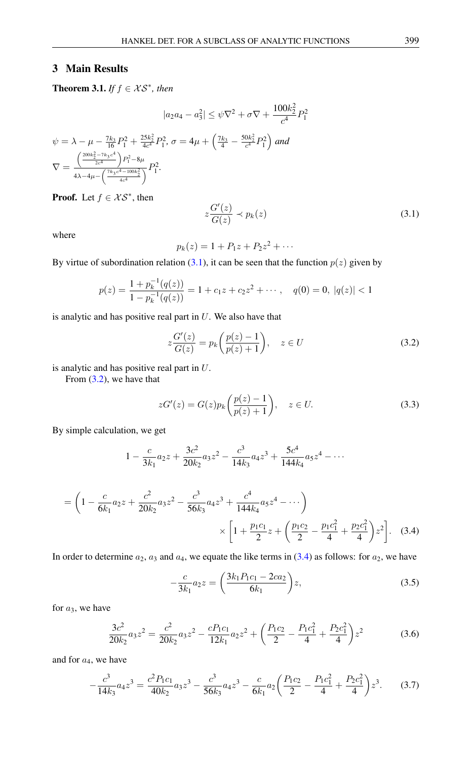## 3 Main Results

**Theorem 3.1.** *If $f \in \mathcal{XS}^*$, then*

$$|a_2a_4 - a_3^2| \leq \psi\nabla^2 + \sigma\nabla + \frac{100k_2^2}{c^4}P_1^2$$

$\psi = \lambda - \mu - \frac{7k_3}{16}P_1^2 + \frac{25k_2^2}{4c^4}P_1^2$, $\sigma = 4\mu + \left(\frac{7k_3}{4} - \frac{50k_2^2}{c^4}P_1^2\right)$ *and*
$\nabla = \dfrac{\left(\frac{200k_2^2 - 7k_3c^4}{2c^4}\right)P_1^2 - 8\mu}{4\lambda - 4\mu - \left(\frac{7k_3c^4 - 100k_2^2}{4c^4}\right)}P_1^2.$

**Proof.** Let $f \in \mathcal{XS}^*$, then

$$z\frac{G'(z)}{G(z)} \prec p_k(z) \tag{3.1}$$

where

$$p_k(z) = 1 + P_1z + P_2z^2 + \cdots$$

By virtue of subordination relation (3.1), it can be seen that the function $p(z)$ given by

$$p(z) = \frac{1 + p_k^{-1}(q(z))}{1 - p_k^{-1}(q(z))} = 1 + c_1z + c_2z^2 + \cdots, \quad q(0) = 0,\ |q(z)| < 1$$

is analytic and has positive real part in $U$. We also have that

$$z\frac{G'(z)}{G(z)} = p_k\left(\frac{p(z) - 1}{p(z) + 1}\right), \quad z \in U \tag{3.2}$$

is analytic and has positive real part in $U$.

From (3.2), we have that

$$zG'(z) = G(z)p_k\left(\frac{p(z) - 1}{p(z) + 1}\right), \quad z \in U. \tag{3.3}$$

By simple calculation, we get

$$1 - \frac{c}{3k_1}a_2z + \frac{3c^2}{20k_2}a_3z^2 - \frac{c^3}{14k_3}a_4z^3 + \frac{5c^4}{144k_4}a_5z^4 - \cdots$$

$$= \left(1 - \frac{c}{6k_1}a_2z + \frac{c^2}{20k_2}a_3z^2 - \frac{c^3}{56k_3}a_4z^3 + \frac{c^4}{144k_4}a_5z^4 - \cdots\right) \times \left[1 + \frac{p_1c_1}{2}z + \left(\frac{p_1c_2}{2} - \frac{p_1c_1^2}{4} + \frac{p_2c_1^2}{4}\right)z^2\right]. \tag{3.4}$$

In order to determine $a_2$, $a_3$ and $a_4$, we equate the like terms in (3.4) as follows: for $a_2$, we have

$$-\frac{c}{3k_1}a_2z = \left(\frac{3k_1P_1c_1 - 2ca_2}{6k_1}\right)z, \tag{3.5}$$

for $a_3$, we have

$$\frac{3c^2}{20k_2}a_3z^2 = \frac{c^2}{20k_2}a_3z^2 - \frac{cP_1c_1}{12k_1}a_2z^2 + \left(\frac{P_1c_2}{2} - \frac{P_1c_1^2}{4} + \frac{P_2c_1^2}{4}\right)z^2 \tag{3.6}$$

and for $a_4$, we have

$$-\frac{c^3}{14k_3}a_4z^3 = \frac{c^2P_1c_1}{40k_2}a_3z^3 - \frac{c^3}{56k_3}a_4z^3 - \frac{c}{6k_1}a_2\left(\frac{P_1c_2}{2} - \frac{P_1c_1^2}{4} + \frac{P_2c_1^2}{4}\right)z^3. \tag{3.7}$$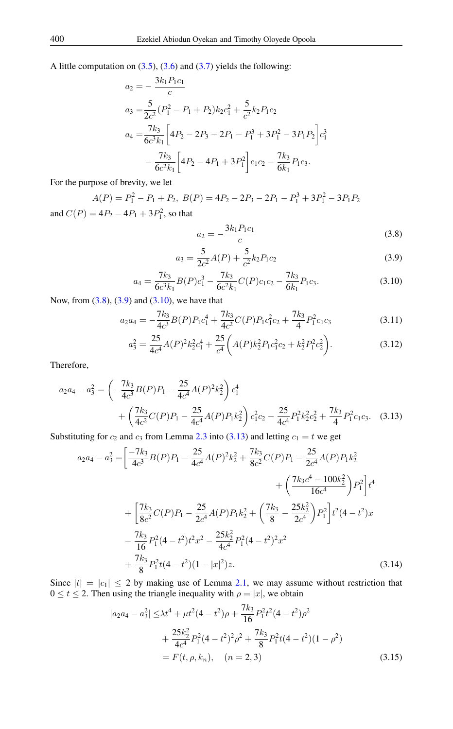A little computation on (3.5), (3.6) and (3.7) yields the following:

$$
\begin{aligned}
a_2 &= -\frac{3k_1P_1c_1}{c}\\
a_3 &= \frac{5}{2c^2}(P_1^2 - P_1 + P_2)k_2c_1^2 + \frac{5}{c^2}k_2P_1c_2\\
a_4 &= \frac{7k_3}{6c^3k_1}\bigg[4P_2 - 2P_3 - 2P_1 - P_1^3 + 3P_1^2 - 3P_1P_2\bigg]c_1^3\\
&\quad - \frac{7k_3}{6c^2k_1}\bigg[4P_2 - 4P_1 + 3P_1^2\bigg]c_1c_2 - \frac{7k_3}{6k_1}P_1c_3.
\end{aligned}
$$

For the purpose of brevity, we let

$$
A(P) = P_1^2 - P_1 + P_2,\ B(P) = 4P_2 - 2P_3 - 2P_1 - P_1^3 + 3P_1^2 - 3P_1P_2
$$

and $C(P) = 4P_2 - 4P_1 + 3P_1^2$, so that

$$
a_2 = -\frac{3k_1P_1c_1}{c} \tag{3.8}
$$

$$
a_3 = \frac{5}{2c^2}A(P) + \frac{5}{c^2}k_2P_1c_2 \tag{3.9}
$$

$$
a_4 = \frac{7k_3}{6c^3k_1}B(P)c_1^3 - \frac{7k_3}{6c^2k_1}C(P)c_1c_2 - \frac{7k_3}{6k_1}P_1c_3. \tag{3.10}
$$

Now, from (3.8), (3.9) and (3.10), we have that

$$
a_2a_4 = -\frac{7k_3}{4c^3}B(P)P_1c_1^4 + \frac{7k_3}{4c^2}C(P)P_1c_1^2c_2 + \frac{7k_3}{4}P_1^2c_1c_3 \tag{3.11}
$$

$$
a_3^2 = \frac{25}{4c^4}A(P)^2k_2^2c_1^4 + \frac{25}{c^4}\bigg(A(P)k_2^2P_1c_1^2c_2 + k_2^2P_1^2c_2^2\bigg). \tag{3.12}
$$

Therefore,

$$
\begin{aligned}
a_2a_4 - a_3^2 &= \left(-\frac{7k_3}{4c^3}B(P)P_1 - \frac{25}{4c^4}A(P)^2k_2^2\right)c_1^4\\
&\quad + \left(\frac{7k_3}{4c^2}C(P)P_1 - \frac{25}{4c^4}A(P)P_1k_2^2\right)c_1^2c_2 - \frac{25}{4c^4}P_1^2k_2^2c_2^2 + \frac{7k_3}{4}P_1^2c_1c_3.
\end{aligned} \tag{3.13}
$$

Substituting for $c_2$ and $c_3$ from Lemma 2.3 into (3.13) and letting $c_1 = t$ we get

$$
\begin{aligned}
a_2a_4 - a_3^2 = &\bigg[\frac{-7k_3}{4c^3}B(P)P_1 - \frac{25}{4c^4}A(P)^2k_2^2 + \frac{7k_3}{8c^2}C(P)P_1 - \frac{25}{2c^4}A(P)P_1k_2^2\\
&\qquad + \left(\frac{7k_3c^4 - 100k_2^2}{16c^4}\right)P_1^2\bigg]t^4\\
&+ \left[\frac{7k_3}{8c^2}C(P)P_1 - \frac{25}{2c^4}A(P)P_1k_2^2 + \left(\frac{7k_3}{8} - \frac{25k_2^2}{2c^4}\right)P_1^2\right]t^2(4-t^2)x\\
&- \frac{7k_3}{16}P_1^2(4-t^2)t^2x^2 - \frac{25k_2^2}{4c^4}P_1^2(4-t^2)^2x^2\\
&+ \frac{7k_3}{8}P_1^2t(4-t^2)(1-|x|^2)z.
\end{aligned} \tag{3.14}
$$

Since $|t| = |c_1| \leq 2$ by making use of Lemma 2.1, we may assume without restriction that $0 \leq t \leq 2$. Then using the triangle inequality with $\rho = |x|$, we obtain

$$
\begin{aligned}
|a_2a_4 - a_3^2| &\leq \lambda t^4 + \mu t^2(4-t^2)\rho + \frac{7k_3}{16}P_1^2t^2(4-t^2)\rho^2\\
&\quad + \frac{25k_2^2}{4c^4}P_1^2(4-t^2)^2\rho^2 + \frac{7k_3}{8}P_1^2t(4-t^2)(1-\rho^2)\\
&= F(t,\rho,k_n), \quad (n = 2,3)
\end{aligned} \tag{3.15}
$$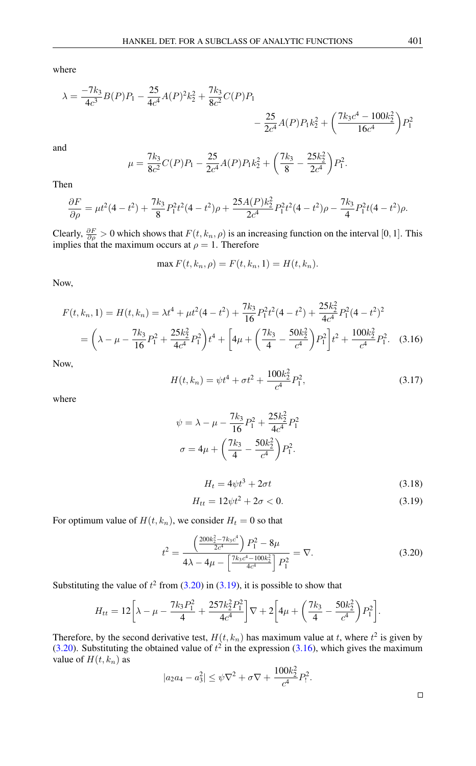where

$$\lambda = \frac{-7k_3}{4c^3}B(P)P_1 - \frac{25}{4c^4}A(P)^2k_2^2 + \frac{7k_3}{8c^2}C(P)P_1 - \frac{25}{2c^4}A(P)P_1k_2^2 + \left(\frac{7k_3c^4 - 100k_2^2}{16c^4}\right)P_1^2$$

and

$$\mu = \frac{7k_3}{8c^2}C(P)P_1 - \frac{25}{2c^4}A(P)P_1k_2^2 + \left(\frac{7k_3}{8} - \frac{25k_2^2}{2c^4}\right)P_1^2.$$

Then

$$\frac{\partial F}{\partial \rho} = \mu t^2(4-t^2) + \frac{7k_3}{8}P_1^2t^2(4-t^2)\rho + \frac{25A(P)k_2^2}{2c^4}P_1^2t^2(4-t^2)\rho - \frac{7k_3}{4}P_1^2t(4-t^2)\rho.$$

Clearly, $\frac{\partial F}{\partial \rho} > 0$ which shows that $F(t, k_n, \rho)$ is an increasing function on the interval $[0, 1]$. This implies that the maximum occurs at $\rho = 1$. Therefore

$$\max F(t, k_n, \rho) = F(t, k_n, 1) = H(t, k_n).$$

Now,

$$\begin{aligned} F(t, k_n, 1) = H(t, k_n) &= \lambda t^4 + \mu t^2(4-t^2) + \frac{7k_3}{16}P_1^2t^2(4-t^2) + \frac{25k_2^2}{4c^4}P_1^2(4-t^2)^2 \\ &= \left(\lambda - \mu - \frac{7k_3}{16}P_1^2 + \frac{25k_2^2}{4c^4}P_1^2\right)t^4 + \left[4\mu + \left(\frac{7k_3}{4} - \frac{50k_2^2}{c^4}\right)P_1^2\right]t^2 + \frac{100k_2^2}{c^4}P_1^2. \quad (3.16) \end{aligned}$$

Now,

$$H(t, k_n) = \psi t^4 + \sigma t^2 + \frac{100k_2^2}{c^4}P_1^2, \tag{3.17}$$

where

$$\psi = \lambda - \mu - \frac{7k_3}{16}P_1^2 + \frac{25k_2^2}{4c^4}P_1^2$$

$$\sigma = 4\mu + \left(\frac{7k_3}{4} - \frac{50k_2^2}{c^4}\right)P_1^2.$$

$$H_t = 4\psi t^3 + 2\sigma t \tag{3.18}$$

$$H_{tt} = 12\psi t^2 + 2\sigma < 0. \tag{3.19}$$

For optimum value of $H(t, k_n)$, we consider $H_t = 0$ so that

$$t^2 = \frac{\left(\frac{200k_2^2 - 7k_3c^4}{2c^4}\right)P_1^2 - 8\mu}{4\lambda - 4\mu - \left[\frac{7k_3c^4 - 100k_2^2}{4c^4}\right]P_1^2} = \nabla. \tag{3.20}$$

Substituting the value of $t^2$ from (3.20) in (3.19), it is possible to show that

$$H_{tt} = 12\left[\lambda - \mu - \frac{7k_3P_1^2}{4} + \frac{257k_2^2P_1^2}{4c^4}\right]\nabla + 2\left[4\mu + \left(\frac{7k_3}{4} - \frac{50k_2^2}{c^4}\right)P_1^2\right].$$

Therefore, by the second derivative test, $H(t, k_n)$ has maximum value at $t$, where $t^2$ is given by (3.20). Substituting the obtained value of $t^2$ in the expression (3.16), which gives the maximum value of $H(t, k_n)$ as

$$|a_2a_4 - a_3^2| \leq \psi\nabla^2 + \sigma\nabla + \frac{100k_2^2}{c^4}P_!^2.$$

□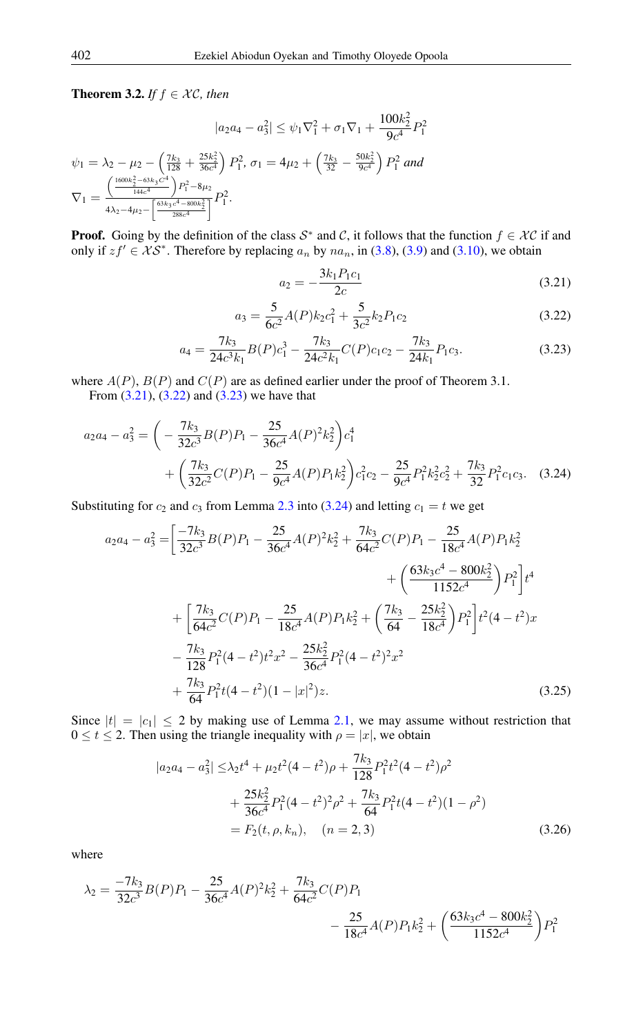**Theorem 3.2.** *If $f \in \mathcal{XC}$, then*

$$|a_2a_4 - a_3^2| \leq \psi_1\nabla_1^2 + \sigma_1\nabla_1 + \frac{100k_2^2}{9c^4}P_1^2$$

$\psi_1 = \lambda_2 - \mu_2 - \left(\frac{7k_3}{128} + \frac{25k_2^2}{36c^4}\right)P_1^2$, $\sigma_1 = 4\mu_2 + \left(\frac{7k_3}{32} - \frac{50k_2^2}{9c^4}\right)P_1^2$ *and* $\nabla_1 = \frac{\left(\frac{1600k_2^2 - 63k_3C^4}{144c^4}\right)P_1^2 - 8\mu_2}{4\lambda_2 - 4\mu_2 - \left[\frac{63k_3c^4 - 800k_2^2}{288c^4}\right]P_1^2}P_1^2$.

**Proof.** Going by the definition of the class $\mathcal{S}^*$ and $\mathcal{C}$, it follows that the function $f \in \mathcal{XC}$ if and only if $zf' \in \mathcal{XS}^*$. Therefore by replacing $a_n$ by $na_n$, in (3.8), (3.9) and (3.10), we obtain

$$a_2 = -\frac{3k_1P_1c_1}{2c} \tag{3.21}$$

$$a_3 = \frac{5}{6c^2}A(P)k_2c_1^2 + \frac{5}{3c^2}k_2P_1c_2 \tag{3.22}$$

$$a_4 = \frac{7k_3}{24c^3k_1}B(P)c_1^3 - \frac{7k_3}{24c^2k_1}C(P)c_1c_2 - \frac{7k_3}{24k_1}P_1c_3. \tag{3.23}$$

where $A(P)$, $B(P)$ and $C(P)$ are as defined earlier under the proof of Theorem 3.1.

From (3.21), (3.22) and (3.23) we have that

$$a_2a_4 - a_3^2 = \left(-\frac{7k_3}{32c^3}B(P)P_1 - \frac{25}{36c^4}A(P)^2k_2^2\right)c_1^4 + \left(\frac{7k_3}{32c^2}C(P)P_1 - \frac{25}{9c^4}A(P)P_1k_2^2\right)c_1^2c_2 - \frac{25}{9c^4}P_1^2k_2^2c_2^2 + \frac{7k_3}{32}P_1^2c_1c_3. \tag{3.24}$$

Substituting for $c_2$ and $c_3$ from Lemma 2.3 into (3.24) and letting $c_1 = t$ we get

$$\begin{aligned}
a_2a_4 - a_3^2 =& \Bigg[\frac{-7k_3}{32c^3}B(P)P_1 - \frac{25}{36c^4}A(P)^2k_2^2 + \frac{7k_3}{64c^2}C(P)P_1 - \frac{25}{18c^4}A(P)P_1k_2^2 \\
&+ \left(\frac{63k_3c^4 - 800k_2^2}{1152c^4}\right)P_1^2\Bigg]t^4 \\
&+ \left[\frac{7k_3}{64c^2}C(P)P_1 - \frac{25}{18c^4}A(P)P_1k_2^2 + \left(\frac{7k_3}{64} - \frac{25k_2^2}{18c^4}\right)P_1^2\right]t^2(4-t^2)x \\
&- \frac{7k_3}{128}P_1^2(4-t^2)t^2x^2 - \frac{25k_2^2}{36c^4}P_1^2(4-t^2)^2x^2 \\
&+ \frac{7k_3}{64}P_1^2t(4-t^2)(1-|x|^2)z.
\end{aligned} \tag{3.25}$$

Since $|t| = |c_1| \leq 2$ by making use of Lemma 2.1, we may assume without restriction that $0 \leq t \leq 2$. Then using the triangle inequality with $\rho = |x|$, we obtain

$$\begin{aligned}
|a_2a_4 - a_3^2| \leq& \lambda_2t^4 + \mu_2t^2(4-t^2)\rho + \frac{7k_3}{128}P_1^2t^2(4-t^2)\rho^2 \\
&+ \frac{25k_2^2}{36c^4}P_1^2(4-t^2)^2\rho^2 + \frac{7k_3}{64}P_1^2t(4-t^2)(1-\rho^2) \\
=& F_2(t, \rho, k_n), \quad (n = 2, 3)
\end{aligned} \tag{3.26}$$

where

$$\lambda_2 = \frac{-7k_3}{32c^3}B(P)P_1 - \frac{25}{36c^4}A(P)^2k_2^2 + \frac{7k_3}{64c^2}C(P)P_1 - \frac{25}{18c^4}A(P)P_1k_2^2 + \left(\frac{63k_3c^4 - 800k_2^2}{1152c^4}\right)P_1^2$$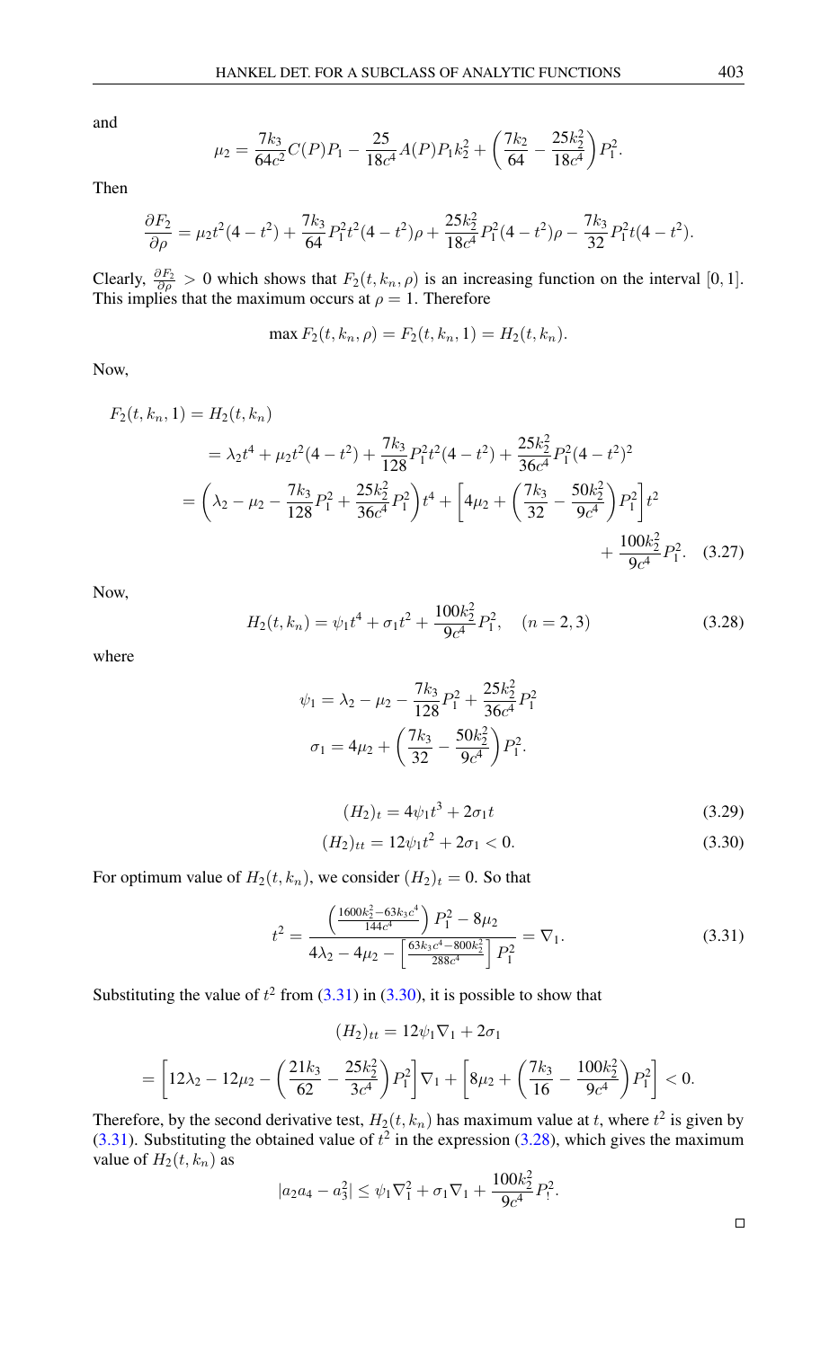and

$$\mu_2 = \frac{7k_3}{64c^2}C(P)P_1 - \frac{25}{18c^4}A(P)P_1k_2^2 + \left(\frac{7k_2}{64} - \frac{25k_2^2}{18c^4}\right)P_1^2.$$

Then

$$\frac{\partial F_2}{\partial \rho} = \mu_2 t^2(4-t^2) + \frac{7k_3}{64}P_1^2t^2(4-t^2)\rho + \frac{25k_2^2}{18c^4}P_1^2(4-t^2)\rho - \frac{7k_3}{32}P_1^2t(4-t^2).$$

Clearly, $\frac{\partial F_2}{\partial \rho} > 0$ which shows that $F_2(t, k_n, \rho)$ is an increasing function on the interval $[0, 1]$. This implies that the maximum occurs at $\rho = 1$. Therefore

$$\max F_2(t, k_n, \rho) = F_2(t, k_n, 1) = H_2(t, k_n).$$

Now,

$$\begin{aligned}
F_2(t, k_n, 1) &= H_2(t, k_n) \\
&= \lambda_2 t^4 + \mu_2 t^2(4-t^2) + \frac{7k_3}{128}P_1^2t^2(4-t^2) + \frac{25k_2^2}{36c^4}P_1^2(4-t^2)^2 \\
&= \left(\lambda_2 - \mu_2 - \frac{7k_3}{128}P_1^2 + \frac{25k_2^2}{36c^4}P_1^2\right)t^4 + \left[4\mu_2 + \left(\frac{7k_3}{32} - \frac{50k_2^2}{9c^4}\right)P_1^2\right]t^2 \\
&\quad + \frac{100k_2^2}{9c^4}P_1^2. \quad (3.27)
\end{aligned}$$

Now,

$$H_2(t, k_n) = \psi_1 t^4 + \sigma_1 t^2 + \frac{100k_2^2}{9c^4}P_1^2, \quad (n = 2, 3) \tag{3.28}$$

where

$$\psi_1 = \lambda_2 - \mu_2 - \frac{7k_3}{128}P_1^2 + \frac{25k_2^2}{36c^4}P_1^2$$

$$\sigma_1 = 4\mu_2 + \left(\frac{7k_3}{32} - \frac{50k_2^2}{9c^4}\right)P_1^2.$$

$$(H_2)_t = 4\psi_1 t^3 + 2\sigma_1 t \tag{3.29}$$

$$(H_2)_{tt} = 12\psi_1 t^2 + 2\sigma_1 < 0. \tag{3.30}$$

For optimum value of $H_2(t, k_n)$, we consider $(H_2)_t = 0$. So that

$$t^2 = \frac{\left(\frac{1600k_2^2 - 63k_3c^4}{144c^4}\right)P_1^2 - 8\mu_2}{4\lambda_2 - 4\mu_2 - \left[\frac{63k_3c^4 - 800k_2^2}{288c^4}\right]P_1^2} = \nabla_1. \tag{3.31}$$

Substituting the value of $t^2$ from (3.31) in (3.30), it is possible to show that

$$(H_2)_{tt} = 12\psi_1\nabla_1 + 2\sigma_1$$

$$= \left[12\lambda_2 - 12\mu_2 - \left(\frac{21k_3}{62} - \frac{25k_2^2}{3c^4}\right)P_1^2\right]\nabla_1 + \left[8\mu_2 + \left(\frac{7k_3}{16} - \frac{100k_2^2}{9c^4}\right)P_1^2\right] < 0.$$

Therefore, by the second derivative test, $H_2(t, k_n)$ has maximum value at $t$, where $t^2$ is given by (3.31). Substituting the obtained value of $t^2$ in the expression (3.28), which gives the maximum value of $H_2(t, k_n)$ as

$$|a_2a_4 - a_3^2| \le \psi_1\nabla_1^2 + \sigma_1\nabla_1 + \frac{100k_2^2}{9c^4}P_!^2.$$

□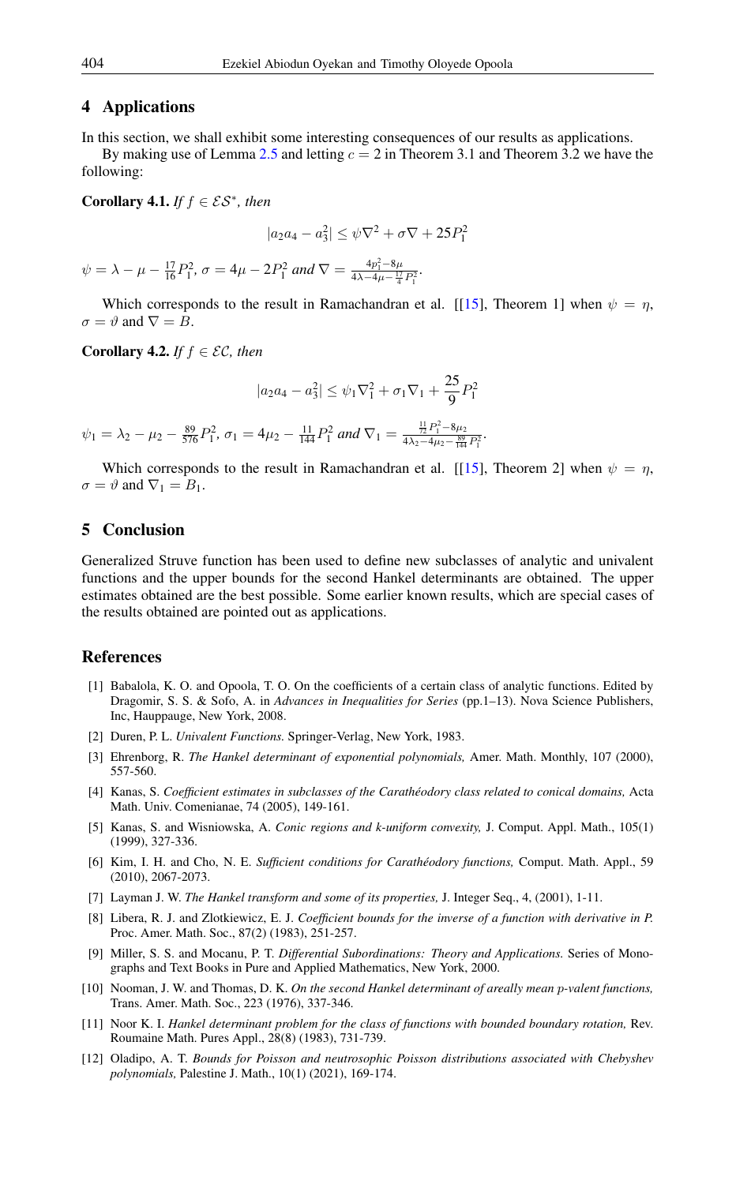## 4 Applications

In this section, we shall exhibit some interesting consequences of our results as applications.

By making use of Lemma 2.5 and letting $c = 2$ in Theorem 3.1 and Theorem 3.2 we have the following:

**Corollary 4.1.** *If $f \in \mathcal{ES}^*$, then*

$$|a_2 a_4 - a_3^2| \leq \psi \nabla^2 + \sigma \nabla + 25P_1^2$$

$\psi = \lambda - \mu - \frac{17}{16}P_1^2$, $\sigma = 4\mu - 2P_1^2$ *and* $\nabla = \frac{4p_1^2 - 8\mu}{4\lambda - 4\mu - \frac{17}{4}P_1^2}$.

Which corresponds to the result in Ramachandran et al. [[15], Theorem 1] when $\psi = \eta$, $\sigma = \vartheta$ and $\nabla = B$.

**Corollary 4.2.** *If $f \in \mathcal{EC}$, then*

$$|a_2 a_4 - a_3^2| \leq \psi_1 \nabla_1^2 + \sigma_1 \nabla_1 + \frac{25}{9}P_1^2$$

$\psi_1 = \lambda_2 - \mu_2 - \frac{89}{576}P_1^2$, $\sigma_1 = 4\mu_2 - \frac{11}{144}P_1^2$ *and* $\nabla_1 = \frac{\frac{11}{72}P_1^2 - 8\mu_2}{4\lambda_2 - 4\mu_2 - \frac{89}{144}P_1^2}$.

Which corresponds to the result in Ramachandran et al. [[15], Theorem 2] when $\psi = \eta$, $\sigma = \vartheta$ and $\nabla_1 = B_1$.

## 5 Conclusion

Generalized Struve function has been used to define new subclasses of analytic and univalent functions and the upper bounds for the second Hankel determinants are obtained. The upper estimates obtained are the best possible. Some earlier known results, which are special cases of the results obtained are pointed out as applications.

## References

[1] Babalola, K. O. and Opoola, T. O. On the coefficients of a certain class of analytic functions. Edited by Dragomir, S. S. & Sofo, A. in *Advances in Inequalities for Series* (pp.1–13). Nova Science Publishers, Inc, Hauppauge, New York, 2008.

[2] Duren, P. L. *Univalent Functions.* Springer-Verlag, New York, 1983.

[3] Ehrenborg, R. *The Hankel determinant of exponential polynomials,* Amer. Math. Monthly, 107 (2000), 557-560.

[4] Kanas, S. *Coefficient estimates in subclasses of the Carathéodory class related to conical domains,* Acta Math. Univ. Comenianae, 74 (2005), 149-161.

[5] Kanas, S. and Wisniowska, A. *Conic regions and k-uniform convexity,* J. Comput. Appl. Math., 105(1) (1999), 327-336.

[6] Kim, I. H. and Cho, N. E. *Sufficient conditions for Carathéodory functions,* Comput. Math. Appl., 59 (2010), 2067-2073.

[7] Layman J. W. *The Hankel transform and some of its properties,* J. Integer Seq., 4, (2001), 1-11.

[8] Libera, R. J. and Zlotkiewicz, E. J. *Coefficient bounds for the inverse of a function with derivative in P.* Proc. Amer. Math. Soc., 87(2) (1983), 251-257.

[9] Miller, S. S. and Mocanu, P. T. *Differential Subordinations: Theory and Applications.* Series of Monographs and Text Books in Pure and Applied Mathematics, New York, 2000.

[10] Nooman, J. W. and Thomas, D. K. *On the second Hankel determinant of areally mean p-valent functions,* Trans. Amer. Math. Soc., 223 (1976), 337-346.

[11] Noor K. I. *Hankel determinant problem for the class of functions with bounded boundary rotation,* Rev. Roumaine Math. Pures Appl., 28(8) (1983), 731-739.

[12] Oladipo, A. T. *Bounds for Poisson and neutrosophic Poisson distributions associated with Chebyshev polynomials,* Palestine J. Math., 10(1) (2021), 169-174.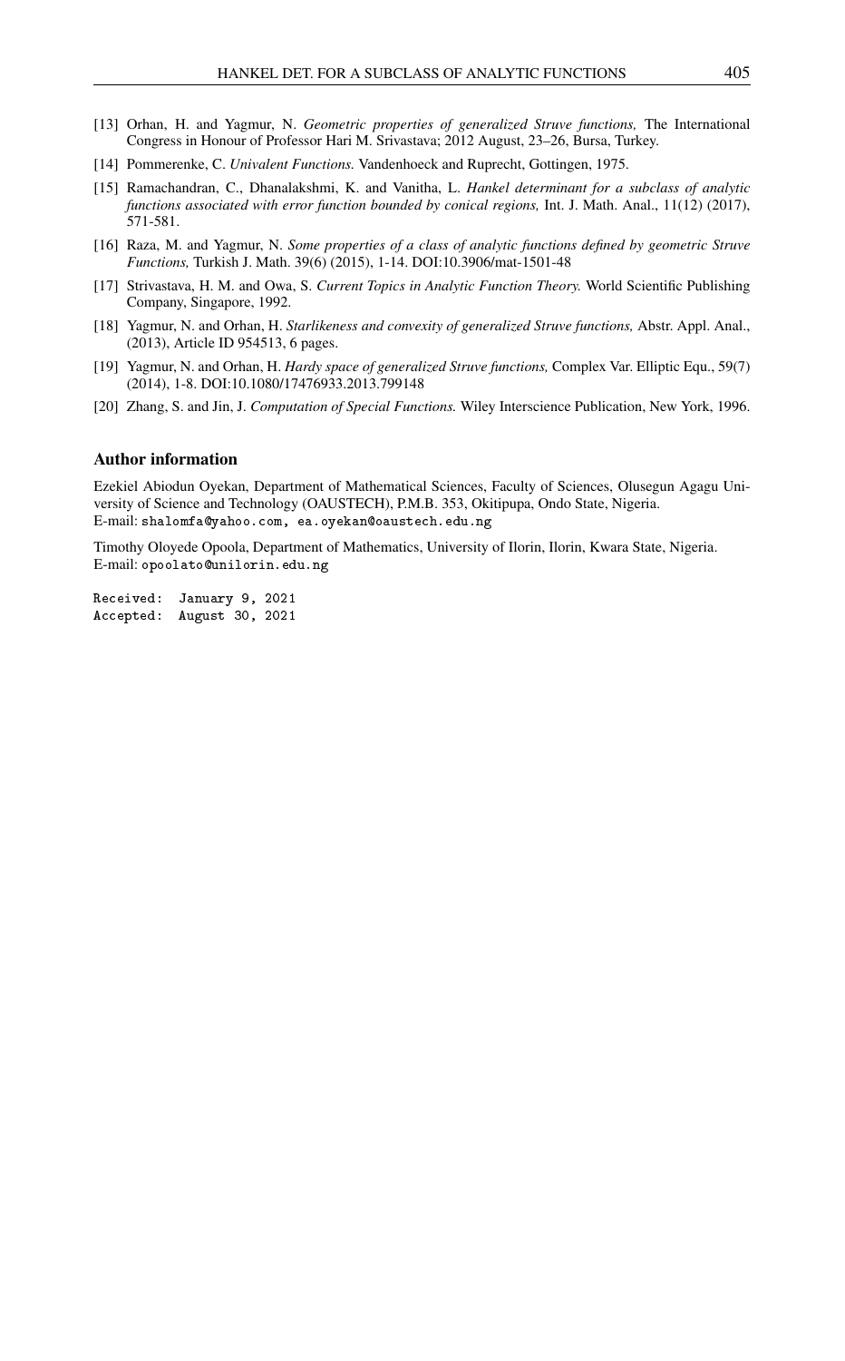[13] Orhan, H. and Yagmur, N. *Geometric properties of generalized Struve functions,* The International Congress in Honour of Professor Hari M. Srivastava; 2012 August, 23–26, Bursa, Turkey.

[14] Pommerenke, C. *Univalent Functions.* Vandenhoeck and Ruprecht, Gottingen, 1975.

[15] Ramachandran, C., Dhanalakshmi, K. and Vanitha, L. *Hankel determinant for a subclass of analytic functions associated with error function bounded by conical regions,* Int. J. Math. Anal., 11(12) (2017), 571-581.

[16] Raza, M. and Yagmur, N. *Some properties of a class of analytic functions defined by geometric Struve Functions,* Turkish J. Math. 39(6) (2015), 1-14. DOI:10.3906/mat-1501-48

[17] Strivastava, H. M. and Owa, S. *Current Topics in Analytic Function Theory.* World Scientific Publishing Company, Singapore, 1992.

[18] Yagmur, N. and Orhan, H. *Starlikeness and convexity of generalized Struve functions,* Abstr. Appl. Anal., (2013), Article ID 954513, 6 pages.

[19] Yagmur, N. and Orhan, H. *Hardy space of generalized Struve functions,* Complex Var. Elliptic Equ., 59(7) (2014), 1-8. DOI:10.1080/17476933.2013.799148

[20] Zhang, S. and Jin, J. *Computation of Special Functions.* Wiley Interscience Publication, New York, 1996.

## Author information

Ezekiel Abiodun Oyekan, Department of Mathematical Sciences, Faculty of Sciences, Olusegun Agagu University of Science and Technology (OAUSTECH), P.M.B. 353, Okitipupa, Ondo State, Nigeria.
E-mail: shalomfa@yahoo.com, ea.oyekan@oaustech.edu.ng

Timothy Oloyede Opoola, Department of Mathematics, University of Ilorin, Ilorin, Kwara State, Nigeria.
E-mail: opoolato@unilorin.edu.ng

Received: January 9, 2021
Accepted: August 30, 2021